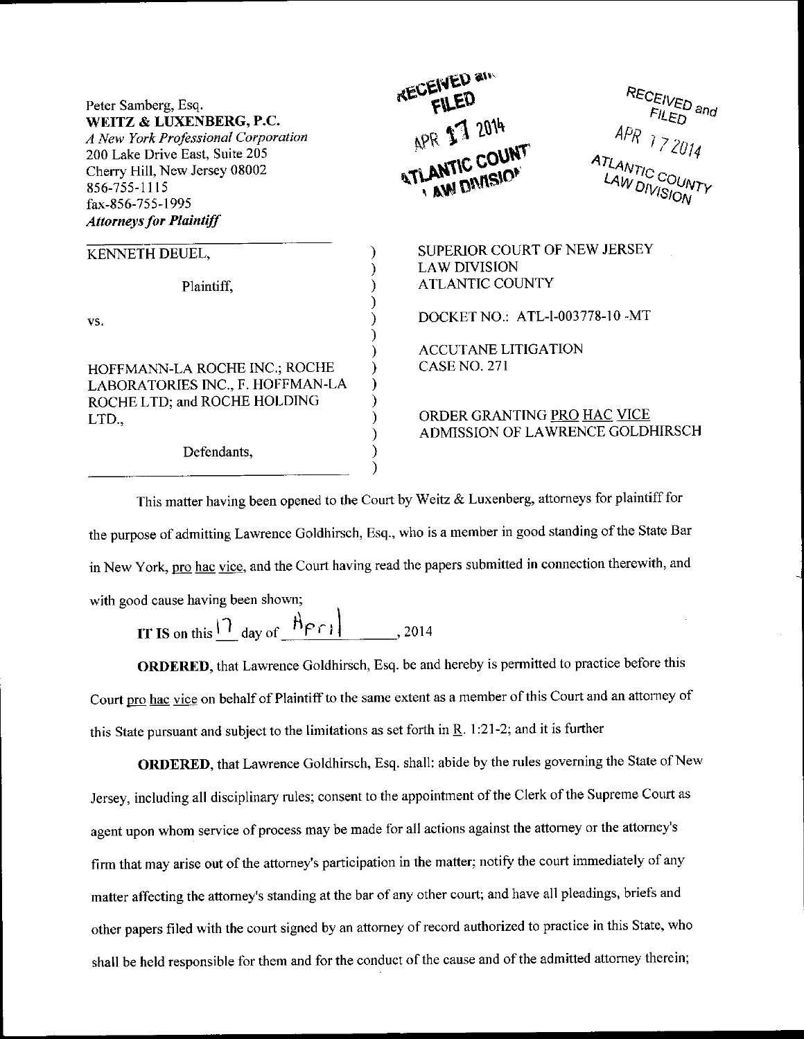Peter Samberg, Esq.
**WEITZ & LUXENBERG, P.C.**
*A New York Professional Corporation*
200 Lake Drive East, Suite 205
Cherry Hill, New Jersey 08002
856-755-1115
fax-856-755-1995
***Attorneys for Plaintiff***

RECEIVED and FILED
APR 17 2014
ATLANTIC COUNTY LAW DIVISION

RECEIVED and FILED
APR 17 2014
ATLANTIC COUNTY LAW DIVISION

| | |
|---|---|
| KENNETH DEUEL, | SUPERIOR COURT OF NEW JERSEY |
| Plaintiff, | LAW DIVISION |
| | ATLANTIC COUNTY |
| vs. | DOCKET NO.: ATL-l-003778-10 -MT |
| | ACCUTANE LITIGATION |
| HOFFMANN-LA ROCHE INC.; ROCHE LABORATORIES INC., F. HOFFMAN-LA ROCHE LTD; and ROCHE HOLDING LTD., | CASE NO. 271 |
| | ORDER GRANTING PRO HAC VICE ADMISSION OF LAWRENCE GOLDHIRSCH |
| Defendants, | |

This matter having been opened to the Court by Weitz & Luxenberg, attorneys for plaintiff for the purpose of admitting Lawrence Goldhirsch, Esq., who is a member in good standing of the State Bar in New York, pro hac vice, and the Court having read the papers submitted in connection therewith, and with good cause having been shown;

**IT IS** on this 17 day of April, 2014

**ORDERED**, that Lawrence Goldhirsch, Esq. be and hereby is permitted to practice before this Court pro hac vice on behalf of Plaintiff to the same extent as a member of this Court and an attorney of this State pursuant and subject to the limitations as set forth in R. 1:21-2; and it is further

**ORDERED**, that Lawrence Goldhirsch, Esq. shall: abide by the rules governing the State of New Jersey, including all disciplinary rules; consent to the appointment of the Clerk of the Supreme Court as agent upon whom service of process may be made for all actions against the attorney or the attorney's firm that may arise out of the attorney's participation in the matter; notify the court immediately of any matter affecting the attorney's standing at the bar of any other court; and have all pleadings, briefs and other papers filed with the court signed by an attorney of record authorized to practice in this State, who shall be held responsible for them and for the conduct of the cause and of the admitted attorney therein;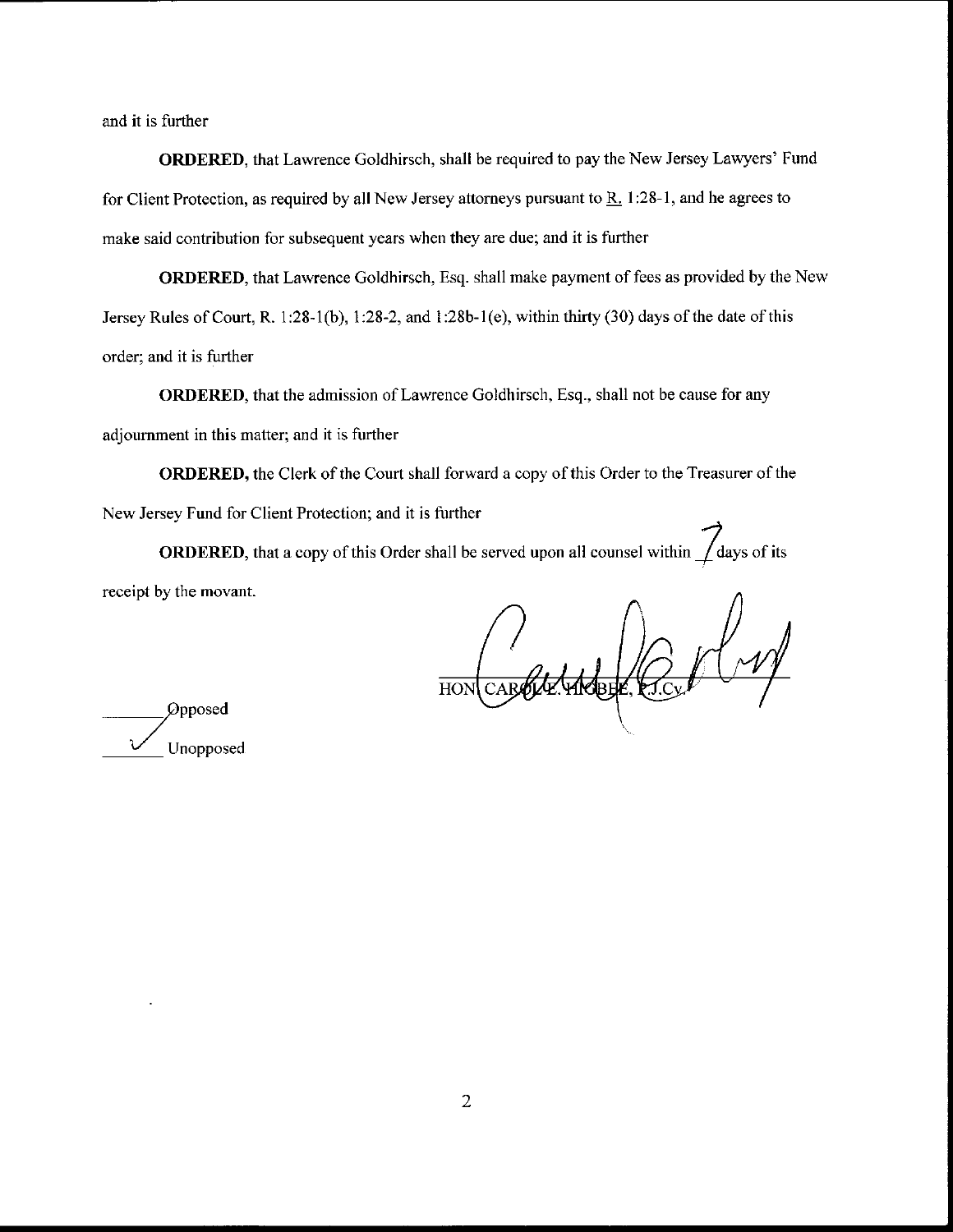and it is further

**ORDERED**, that Lawrence Goldhirsch, shall be required to pay the New Jersey Lawyers' Fund for Client Protection, as required by all New Jersey attorneys pursuant to R. 1:28-1, and he agrees to make said contribution for subsequent years when they are due; and it is further

**ORDERED**, that Lawrence Goldhirsch, Esq. shall make payment of fees as provided by the New Jersey Rules of Court, R. 1:28-1(b), 1:28-2, and 1:28b-1(e), within thirty (30) days of the date of this order; and it is further

**ORDERED**, that the admission of Lawrence Goldhirsch, Esq., shall not be cause for any adjournment in this matter; and it is further

**ORDERED,** the Clerk of the Court shall forward a copy of this Order to the Treasurer of the New Jersey Fund for Client Protection; and it is further

**ORDERED**, that a copy of this Order shall be served upon all counsel within 7 days of its receipt by the movant.

HON. CAROL E. HIGBEE, P.J.Cv.

_______ Opposed

___✓___ Unopposed